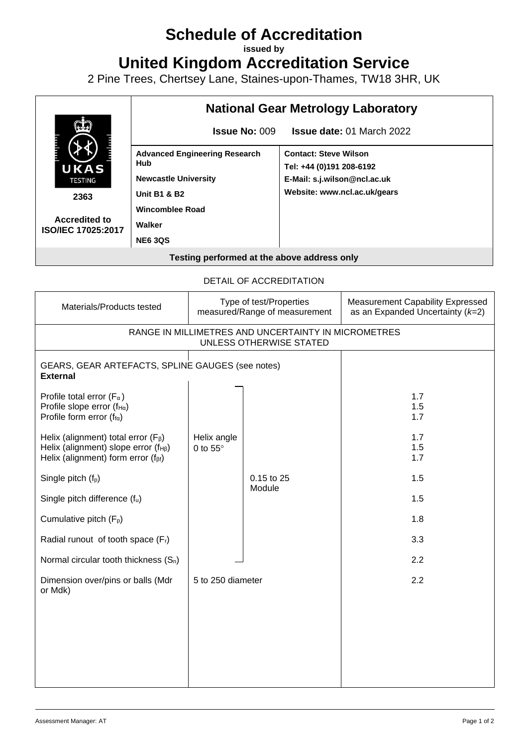# Schedule of Accreditation

**issued by**

# United Kingdom Accreditation Service

2 Pine Trees, Chertsey Lane, Staines-upon-Thames, TW18 3HR, UK

| | **National Gear Metrology Laboratory** | |
|---|---|---|
| UKAS TESTING | **Issue No:** 009 | **Issue date:** 01 March 2022 |
| **2363** | **Advanced Engineering Research Hub** | **Contact: Steve Wilson** |
| **Accredited to ISO/IEC 17025:2017** | **Newcastle University** | **Tel: +44 (0)191 208-6192** |
| | **Unit B1 & B2** | **E-Mail: s.j.wilson@ncl.ac.uk** |
| | **Wincomblee Road** | **Website: www.ncl.ac.uk/gears** |
| | **Walker** | |
| | **NE6 3QS** | |

**Testing performed at the above address only**

DETAIL OF ACCREDITATION

| Materials/Products tested | Type of test/Properties measured/Range of measurement | | Measurement Capability Expressed as an Expanded Uncertainty ($k$=2) |
|---|---|---|---|
| RANGE IN MILLIMETRES AND UNCERTAINTY IN MICROMETRES UNLESS OTHERWISE STATED | | | |
| GEARS, GEAR ARTEFACTS, SPLINE GAUGES (see notes) **External** | | | |
| Profile total error ($F_\alpha$) | | 0.15 to 25 Module | 1.7 |
| Profile slope error ($f_{H\alpha}$) | | 0.15 to 25 Module | 1.5 |
| Profile form error ($f_{f\alpha}$) | | 0.15 to 25 Module | 1.7 |
| Helix (alignment) total error ($F_\beta$) | Helix angle 0 to 55° | 0.15 to 25 Module | 1.7 |
| Helix (alignment) slope error ($f_{H\beta}$) | Helix angle 0 to 55° | 0.15 to 25 Module | 1.5 |
| Helix (alignment) form error ($f_{\beta f}$) | Helix angle 0 to 55° | 0.15 to 25 Module | 1.7 |
| Single pitch ($f_p$) | | 0.15 to 25 Module | 1.5 |
| Single pitch difference ($f_u$) | | 0.15 to 25 Module | 1.5 |
| Cumulative pitch ($F_p$) | | 0.15 to 25 Module | 1.8 |
| Radial runout of tooth space ($F_r$) | | 0.15 to 25 Module | 3.3 |
| Normal circular tooth thickness ($S_n$) | | 0.15 to 25 Module | 2.2 |
| Dimension over/pins or balls (Mdr or Mdk) | 5 to 250 diameter | | 2.2 |

Assessment Manager: AT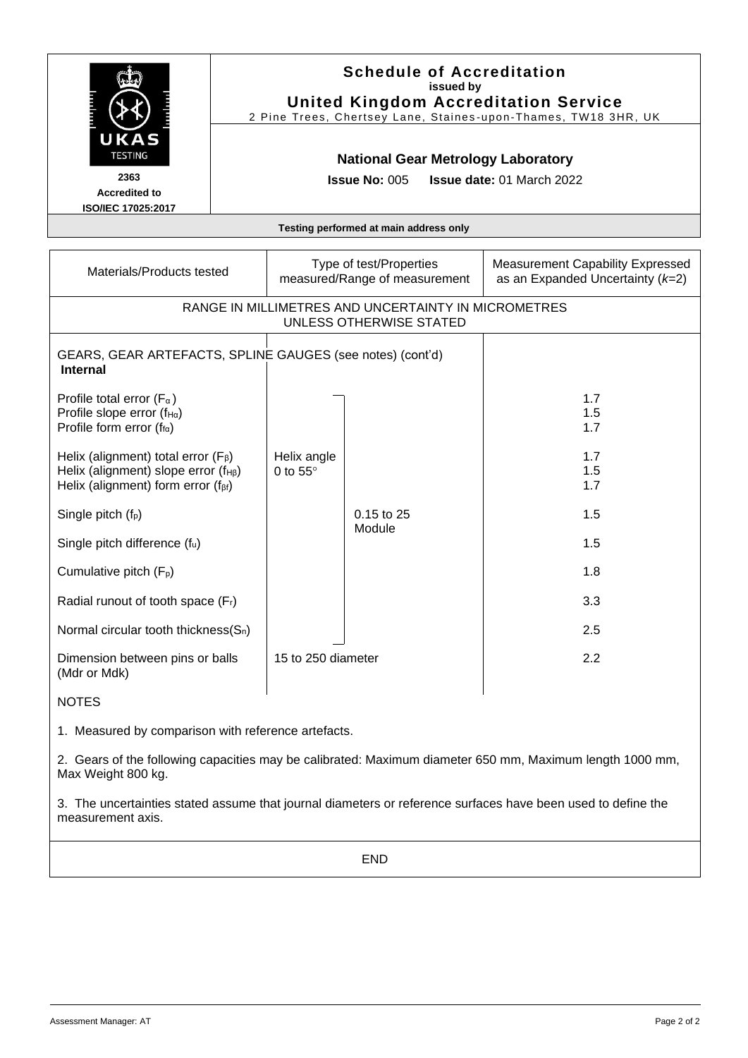**Schedule of Accreditation**
**issued by**
**United Kingdom Accreditation Service**
2 Pine Trees, Chertsey Lane, Staines-upon-Thames, TW18 3HR, UK

UKAS TESTING
2363
Accredited to ISO/IEC 17025:2017

**National Gear Metrology Laboratory**

**Issue No:** 005 **Issue date:** 01 March 2022

**Testing performed at main address only**

| Materials/Products tested | Type of test/Properties measured/Range of measurement | | Measurement Capability Expressed as an Expanded Uncertainty ($k$=2) |
|---|---|---|---|
| RANGE IN MILLIMETRES AND UNCERTAINTY IN MICROMETRES UNLESS OTHERWISE STATED | | | |
| GEARS, GEAR ARTEFACTS, SPLINE GAUGES (see notes) (cont'd) **Internal** | | | |
| Profile total error ($F_\alpha$) | Helix angle 0 to 55° | 0.15 to 25 Module | 1.7 |
| Profile slope error ($f_{H\alpha}$) | | | 1.5 |
| Profile form error ($f_{f\alpha}$) | | | 1.7 |
| Helix (alignment) total error ($F_\beta$) | | | 1.7 |
| Helix (alignment) slope error ($f_{H\beta}$) | | | 1.5 |
| Helix (alignment) form error ($f_{\beta f}$) | | | 1.7 |
| Single pitch ($f_p$) | | | 1.5 |
| Single pitch difference ($f_u$) | | | 1.5 |
| Cumulative pitch ($F_p$) | | | 1.8 |
| Radial runout of tooth space ($F_r$) | | | 3.3 |
| Normal circular tooth thickness($S_n$) | | | 2.5 |
| Dimension between pins or balls (Mdr or Mdk) | 15 to 250 diameter | | 2.2 |

NOTES

1. Measured by comparison with reference artefacts.

2. Gears of the following capacities may be calibrated: Maximum diameter 650 mm, Maximum length 1000 mm, Max Weight 800 kg.

3. The uncertainties stated assume that journal diameters or reference surfaces have been used to define the measurement axis.

END

Assessment Manager: AT